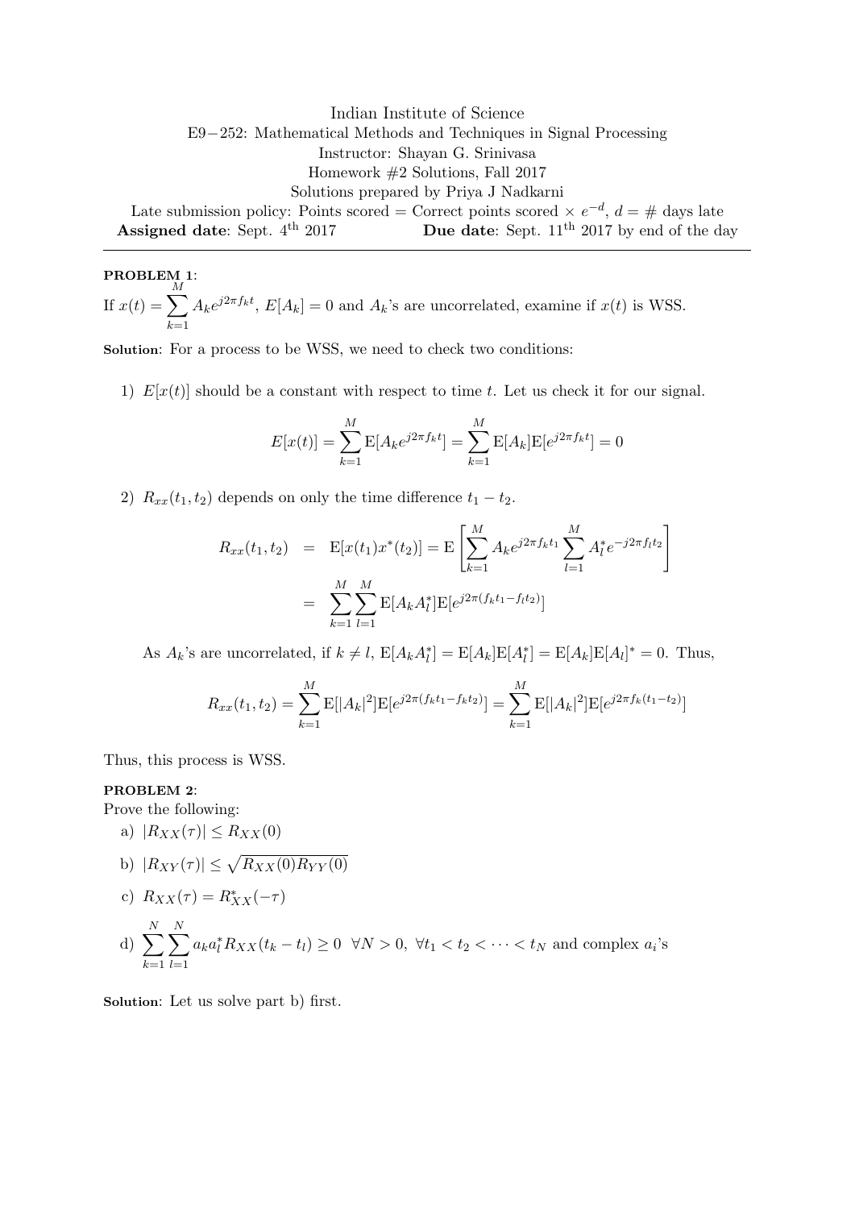Indian Institute of Science

E9−252: Mathematical Methods and Techniques in Signal Processing

Instructor: Shayan G. Srinivasa

Homework #2 Solutions, Fall 2017

Solutions prepared by Priya J Nadkarni

Late submission policy: Points scored = Correct points scored × $e^{-d}$, $d$ = # days late

**Assigned date**: Sept. 4th 2017 **Due date**: Sept. 11th 2017 by end of the day

---

**PROBLEM 1**:

If $x(t) = \sum_{k=1}^{M} A_k e^{j2\pi f_k t}$, $E[A_k] = 0$ and $A_k$'s are uncorrelated, examine if $x(t)$ is WSS.

**Solution**: For a process to be WSS, we need to check two conditions:

1) $E[x(t)]$ should be a constant with respect to time $t$. Let us check it for our signal.

$$E[x(t)] = \sum_{k=1}^{M} \mathrm{E}[A_k e^{j2\pi f_k t}] = \sum_{k=1}^{M} \mathrm{E}[A_k]\mathrm{E}[e^{j2\pi f_k t}] = 0$$

2) $R_{xx}(t_1, t_2)$ depends on only the time difference $t_1 - t_2$.

$$\begin{aligned} R_{xx}(t_1, t_2) &= \mathrm{E}[x(t_1)x^*(t_2)] = \mathrm{E}\left[\sum_{k=1}^{M} A_k e^{j2\pi f_k t_1} \sum_{l=1}^{M} A_l^* e^{-j2\pi f_l t_2}\right] \\ &= \sum_{k=1}^{M}\sum_{l=1}^{M} \mathrm{E}[A_k A_l^*]\mathrm{E}[e^{j2\pi(f_k t_1 - f_l t_2)}] \end{aligned}$$

As $A_k$'s are uncorrelated, if $k \neq l$, $\mathrm{E}[A_k A_l^*] = \mathrm{E}[A_k]\mathrm{E}[A_l^*] = \mathrm{E}[A_k]\mathrm{E}[A_l]^* = 0$. Thus,

$$R_{xx}(t_1, t_2) = \sum_{k=1}^{M} \mathrm{E}[|A_k|^2]\mathrm{E}[e^{j2\pi(f_k t_1 - f_k t_2)}] = \sum_{k=1}^{M} \mathrm{E}[|A_k|^2]\mathrm{E}[e^{j2\pi f_k (t_1 - t_2)}]$$

Thus, this process is WSS.

**PROBLEM 2**:

Prove the following:

a) $|R_{XX}(\tau)| \leq R_{XX}(0)$

b) $|R_{XY}(\tau)| \leq \sqrt{R_{XX}(0)R_{YY}(0)}$

c) $R_{XX}(\tau) = R_{XX}^*(-\tau)$

d) $\sum_{k=1}^{N}\sum_{l=1}^{N} a_k a_l^* R_{XX}(t_k - t_l) \geq 0 \;\; \forall N > 0, \;\; \forall t_1 < t_2 < \cdots < t_N$ and complex $a_i$'s

**Solution**: Let us solve part b) first.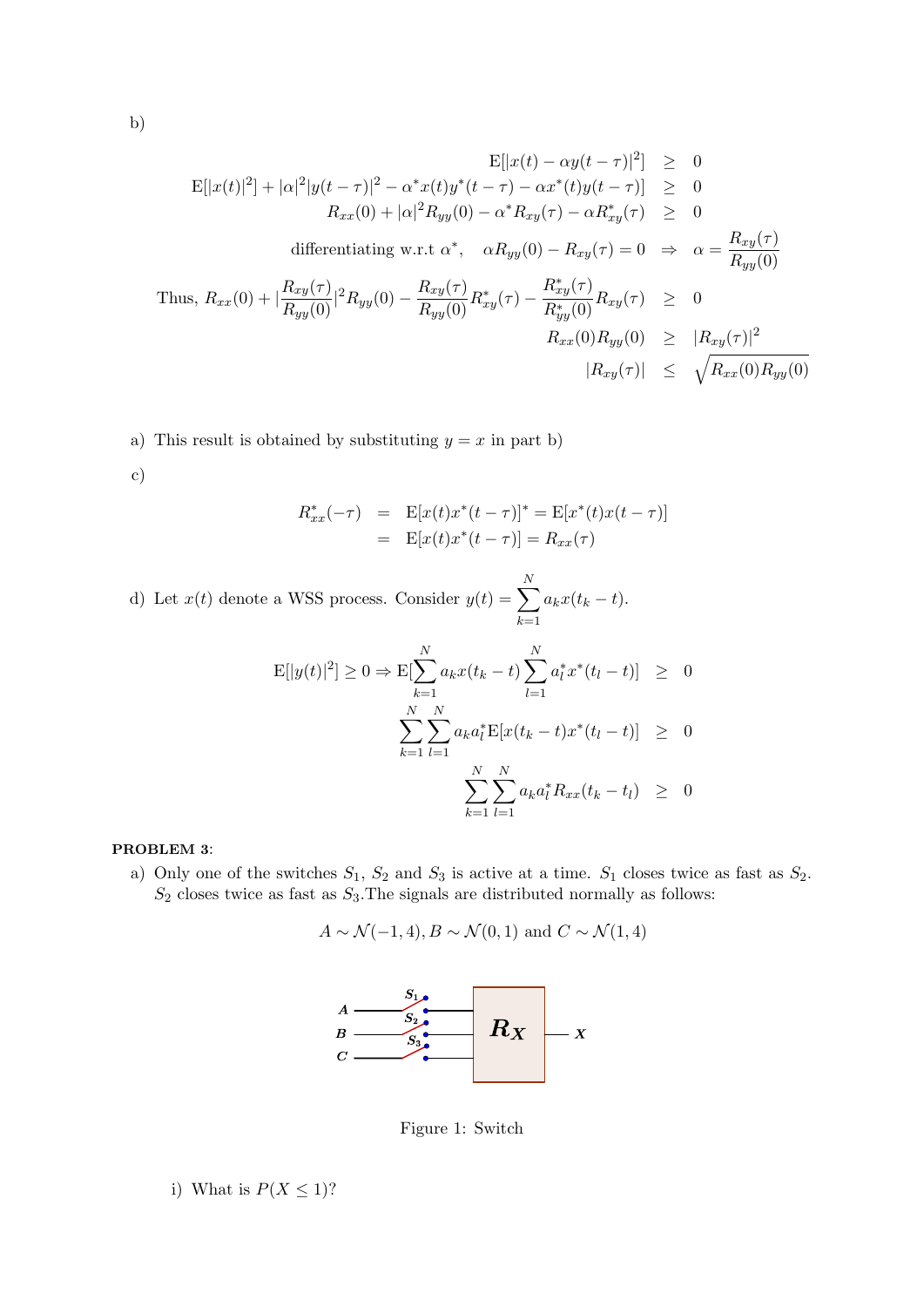b)

$$
\begin{aligned}
\mathrm{E}[|x(t)-\alpha y(t-\tau)|^2] &\geq 0 \\
\mathrm{E}[|x(t)|^2] + |\alpha|^2|y(t-\tau)|^2 - \alpha^* x(t)y^*(t-\tau) - \alpha x^*(t)y(t-\tau)] &\geq 0 \\
R_{xx}(0) + |\alpha|^2 R_{yy}(0) - \alpha^* R_{xy}(\tau) - \alpha R^*_{xy}(\tau) &\geq 0 \\
\text{differentiating w.r.t } \alpha^*, \quad \alpha R_{yy}(0) - R_{xy}(\tau) = 0 \;\Rightarrow\; \alpha &= \frac{R_{xy}(\tau)}{R_{yy}(0)} \\
\text{Thus, } R_{xx}(0) + |\frac{R_{xy}(\tau)}{R_{yy}(0)}|^2 R_{yy}(0) - \frac{R_{xy}(\tau)}{R_{yy}(0)} R^*_{xy}(\tau) - \frac{R^*_{xy}(\tau)}{R^*_{yy}(0)} R_{xy}(\tau) &\geq 0 \\
R_{xx}(0)R_{yy}(0) &\geq |R_{xy}(\tau)|^2 \\
|R_{xy}(\tau)| &\leq \sqrt{R_{xx}(0)R_{yy}(0)}
\end{aligned}
$$

a) This result is obtained by substituting $y = x$ in part b)

c)

$$
\begin{aligned}
R^*_{xx}(-\tau) &= \mathrm{E}[x(t)x^*(t-\tau)]^* = \mathrm{E}[x^*(t)x(t-\tau)] \\
&= \mathrm{E}[x(t)x^*(t-\tau)] = R_{xx}(\tau)
\end{aligned}
$$

d) Let $x(t)$ denote a WSS process. Consider $y(t) = \sum_{k=1}^{N} a_k x(t_k - t)$.

$$
\begin{aligned}
\mathrm{E}[|y(t)|^2] \geq 0 \Rightarrow \mathrm{E}[\sum_{k=1}^{N} a_k x(t_k - t) \sum_{l=1}^{N} a_l^* x^*(t_l - t)] &\geq 0 \\
\sum_{k=1}^{N}\sum_{l=1}^{N} a_k a_l^* \mathrm{E}[x(t_k - t)x^*(t_l - t)] &\geq 0 \\
\sum_{k=1}^{N}\sum_{l=1}^{N} a_k a_l^* R_{xx}(t_k - t_l) &\geq 0
\end{aligned}
$$

**PROBLEM 3**:

a) Only one of the switches $S_1$, $S_2$ and $S_3$ is active at a time. $S_1$ closes twice as fast as $S_2$. $S_2$ closes twice as fast as $S_3$.The signals are distributed normally as follows:

$$
A \sim \mathcal{N}(-1, 4), B \sim \mathcal{N}(0, 1) \text{ and } C \sim \mathcal{N}(1, 4)
$$

Figure 1: Switch

i) What is $P(X \leq 1)$?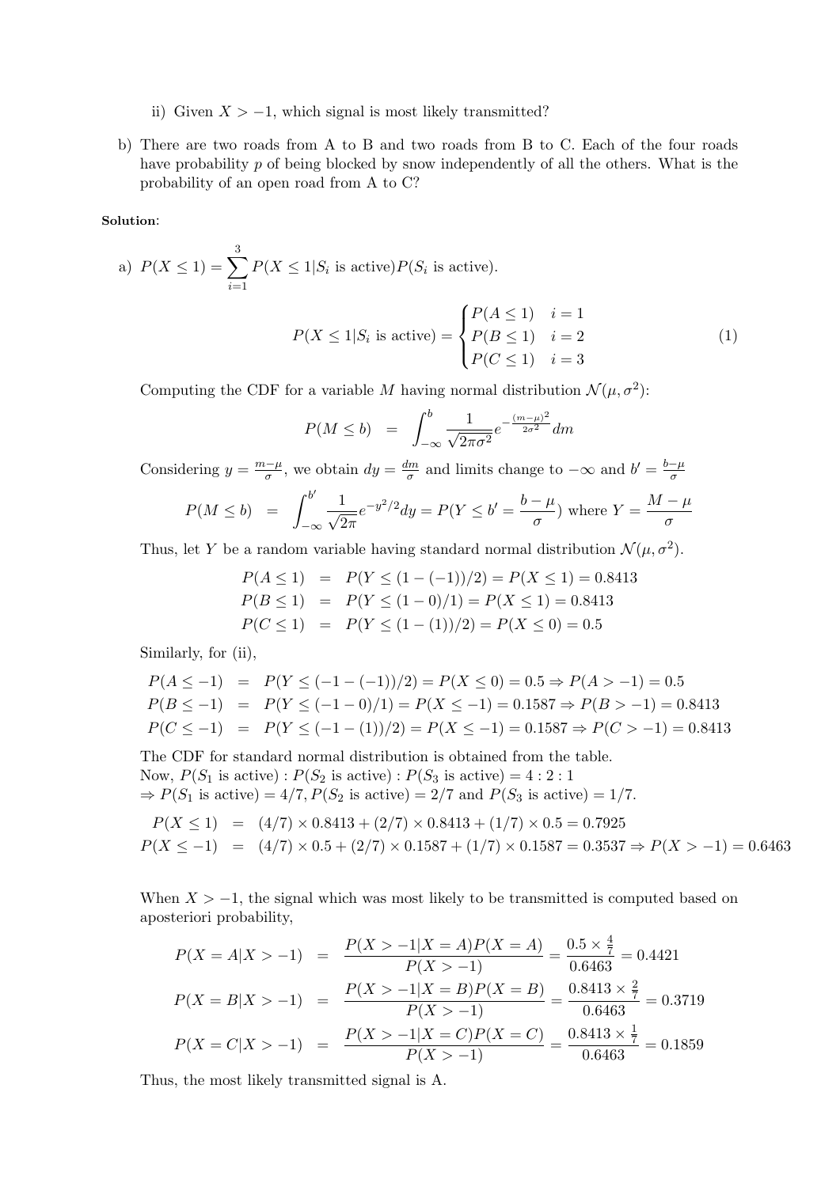ii) Given $X > -1$, which signal is most likely transmitted?

b) There are two roads from A to B and two roads from B to C. Each of the four roads have probability $p$ of being blocked by snow independently of all the others. What is the probability of an open road from A to C?

**Solution**:

a) $P(X \leq 1) = \sum_{i=1}^{3} P(X \leq 1 | S_i \text{ is active}) P(S_i \text{ is active})$.

$$P(X \leq 1 | S_i \text{ is active}) = \begin{cases} P(A \leq 1) & i = 1 \\ P(B \leq 1) & i = 2 \\ P(C \leq 1) & i = 3 \end{cases} \quad (1)$$

Computing the CDF for a variable $M$ having normal distribution $\mathcal{N}(\mu, \sigma^2)$:

$$P(M \leq b) = \int_{-\infty}^{b} \frac{1}{\sqrt{2\pi\sigma^2}} e^{-\frac{(m-\mu)^2}{2\sigma^2}} dm$$

Considering $y = \frac{m-\mu}{\sigma}$, we obtain $dy = \frac{dm}{\sigma}$ and limits change to $-\infty$ and $b' = \frac{b-\mu}{\sigma}$

$$P(M \leq b) = \int_{-\infty}^{b'} \frac{1}{\sqrt{2\pi}} e^{-y^2/2} dy = P(Y \leq b' = \frac{b-\mu}{\sigma}) \text{ where } Y = \frac{M-\mu}{\sigma}$$

Thus, let $Y$ be a random variable having standard normal distribution $\mathcal{N}(\mu, \sigma^2)$.

$$\begin{aligned} P(A \leq 1) &= P(Y \leq (1-(-1))/2) = P(X \leq 1) = 0.8413 \\ P(B \leq 1) &= P(Y \leq (1-0)/1) = P(X \leq 1) = 0.8413 \\ P(C \leq 1) &= P(Y \leq (1-(1))/2) = P(X \leq 0) = 0.5 \end{aligned}$$

Similarly, for (ii),

$$\begin{aligned} P(A \leq -1) &= P(Y \leq (-1-(-1))/2) = P(X \leq 0) = 0.5 \Rightarrow P(A > -1) = 0.5 \\ P(B \leq -1) &= P(Y \leq (-1-0)/1) = P(X \leq -1) = 0.1587 \Rightarrow P(B > -1) = 0.8413 \\ P(C \leq -1) &= P(Y \leq (-1-(1))/2) = P(X \leq -1) = 0.1587 \Rightarrow P(C > -1) = 0.8413 \end{aligned}$$

The CDF for standard normal distribution is obtained from the table.
Now, $P(S_1 \text{ is active}) : P(S_2 \text{ is active}) : P(S_3 \text{ is active}) = 4 : 2 : 1$
$\Rightarrow P(S_1 \text{ is active}) = 4/7, P(S_2 \text{ is active}) = 2/7$ and $P(S_3 \text{ is active}) = 1/7$.

$$\begin{aligned} P(X \leq 1) &= (4/7) \times 0.8413 + (2/7) \times 0.8413 + (1/7) \times 0.5 = 0.7925 \\ P(X \leq -1) &= (4/7) \times 0.5 + (2/7) \times 0.1587 + (1/7) \times 0.1587 = 0.3537 \Rightarrow P(X > -1) = 0.6463 \end{aligned}$$

When $X > -1$, the signal which was most likely to be transmitted is computed based on aposteriori probability,

$$\begin{aligned} P(X = A | X > -1) &= \frac{P(X > -1 | X = A) P(X = A)}{P(X > -1)} = \frac{0.5 \times \frac{4}{7}}{0.6463} = 0.4421 \\ P(X = B | X > -1) &= \frac{P(X > -1 | X = B) P(X = B)}{P(X > -1)} = \frac{0.8413 \times \frac{2}{7}}{0.6463} = 0.3719 \\ P(X = C | X > -1) &= \frac{P(X > -1 | X = C) P(X = C)}{P(X > -1)} = \frac{0.8413 \times \frac{1}{7}}{0.6463} = 0.1859 \end{aligned}$$

Thus, the most likely transmitted signal is A.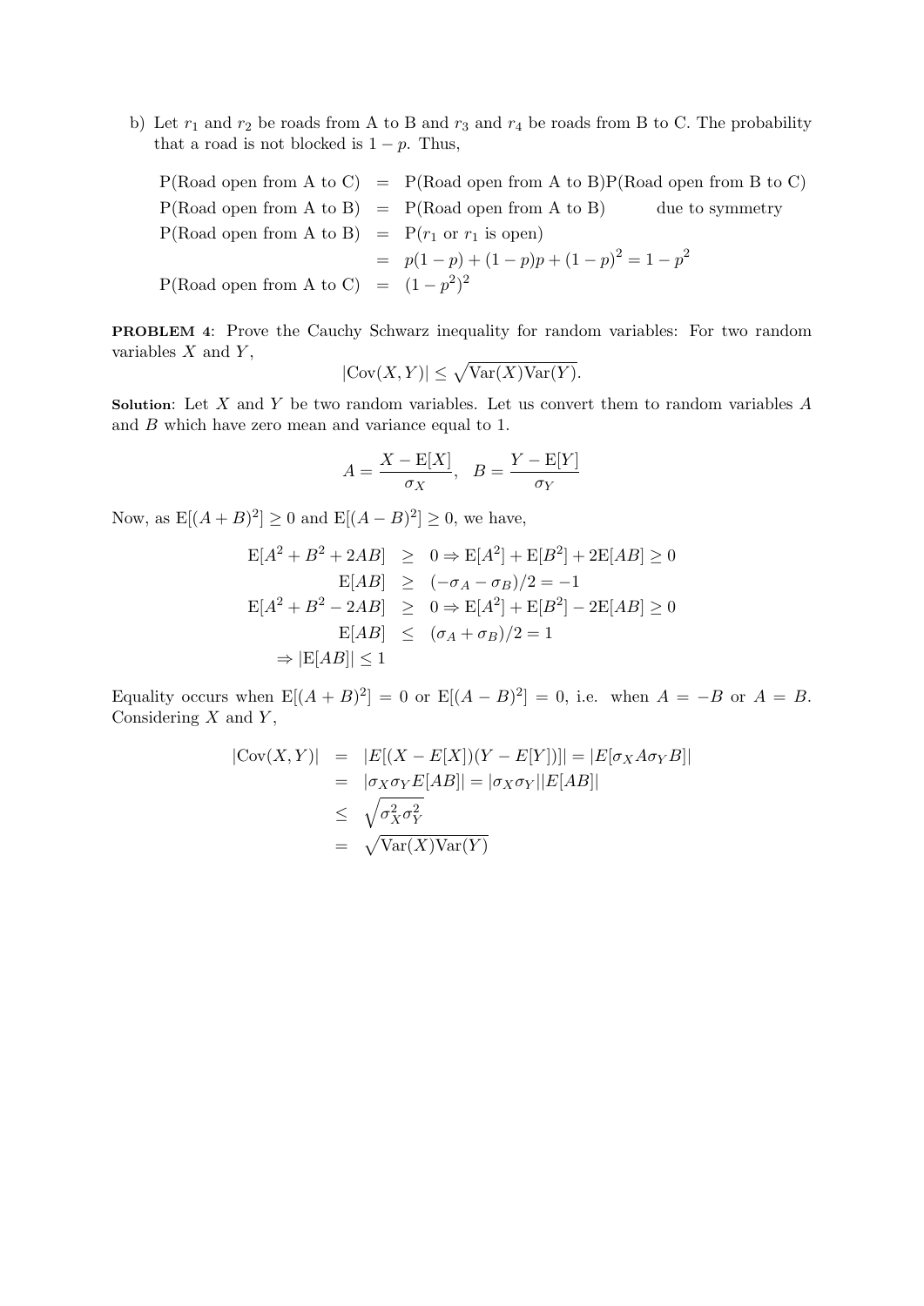b) Let $r_1$ and $r_2$ be roads from A to B and $r_3$ and $r_4$ be roads from B to C. The probability that a road is not blocked is $1 - p$. Thus,

$$
\begin{aligned}
\text{P(Road open from A to C)} &= \text{P(Road open from A to B)P(Road open from B to C)} \\
\text{P(Road open from A to B)} &= \text{P(Road open from A to B)} \qquad \text{due to symmetry} \\
\text{P(Road open from A to B)} &= \text{P}(r_1 \text{ or } r_1 \text{ is open}) \\
&= p(1-p) + (1-p)p + (1-p)^2 = 1 - p^2 \\
\text{P(Road open from A to C)} &= (1-p^2)^2
\end{aligned}
$$

**PROBLEM 4**: Prove the Cauchy Schwarz inequality for random variables: For two random variables $X$ and $Y$,

$$|\text{Cov}(X,Y)| \leq \sqrt{\text{Var}(X)\text{Var}(Y)}.$$

**Solution**: Let $X$ and $Y$ be two random variables. Let us convert them to random variables $A$ and $B$ which have zero mean and variance equal to 1.

$$A = \frac{X - \text{E}[X]}{\sigma_X}, \quad B = \frac{Y - \text{E}[Y]}{\sigma_Y}$$

Now, as $\text{E}[(A+B)^2] \geq 0$ and $\text{E}[(A-B)^2] \geq 0$, we have,

$$
\begin{aligned}
\text{E}[A^2 + B^2 + 2AB] &\geq 0 \Rightarrow \text{E}[A^2] + \text{E}[B^2] + 2\text{E}[AB] \geq 0 \\
\text{E}[AB] &\geq (-\sigma_A - \sigma_B)/2 = -1 \\
\text{E}[A^2 + B^2 - 2AB] &\geq 0 \Rightarrow \text{E}[A^2] + \text{E}[B^2] - 2\text{E}[AB] \geq 0 \\
\text{E}[AB] &\leq (\sigma_A + \sigma_B)/2 = 1 \\
\Rightarrow |\text{E}[AB]| \leq 1 &
\end{aligned}
$$

Equality occurs when $\text{E}[(A+B)^2] = 0$ or $\text{E}[(A-B)^2] = 0$, i.e. when $A = -B$ or $A = B$. Considering $X$ and $Y$,

$$
\begin{aligned}
|\text{Cov}(X,Y)| &= |E[(X - E[X])(Y - E[Y])]| = |E[\sigma_X A \sigma_Y B]| \\
&= |\sigma_X \sigma_Y E[AB]| = |\sigma_X \sigma_Y||E[AB]| \\
&\leq \sqrt{\sigma_X^2 \sigma_Y^2} \\
&= \sqrt{\text{Var}(X)\text{Var}(Y)}
\end{aligned}
$$